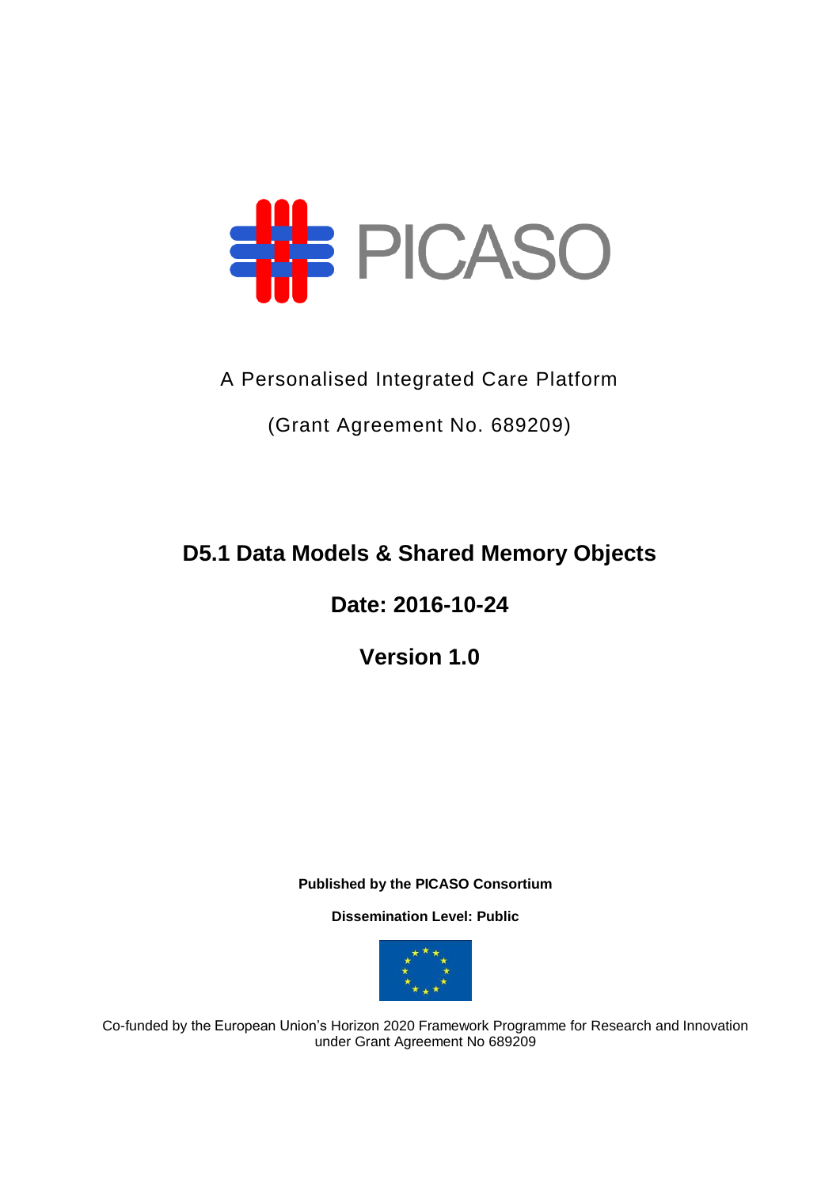PICASO

A Personalised Integrated Care Platform

(Grant Agreement No. 689209)

# D5.1 Data Models & Shared Memory Objects

## Date: 2016-10-24

## Version 1.0

**Published by the PICASO Consortium**

**Dissemination Level: Public**

Co-funded by the European Union's Horizon 2020 Framework Programme for Research and Innovation under Grant Agreement No 689209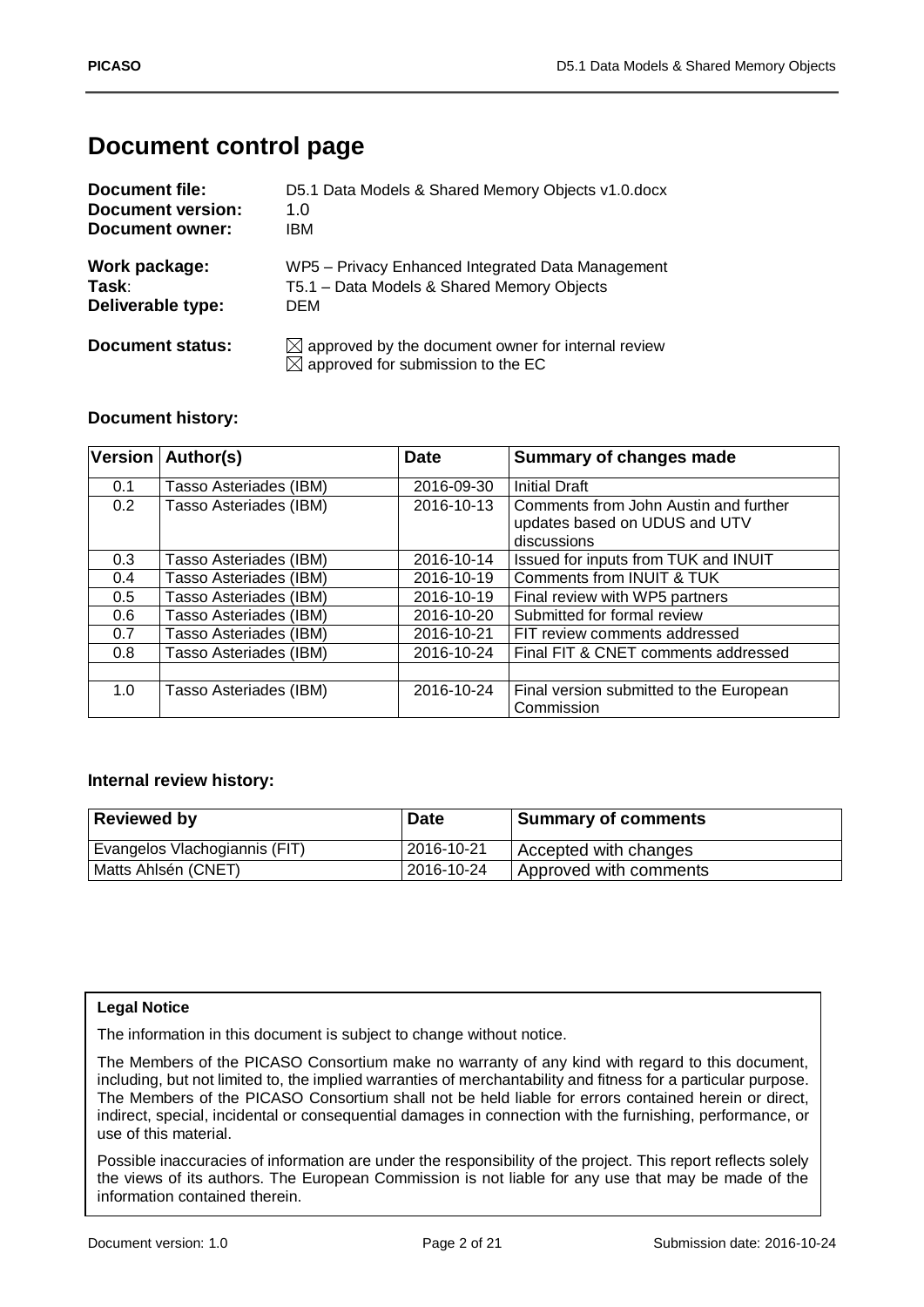# Document control page

| | |
|---|---|
| **Document file:** | D5.1 Data Models & Shared Memory Objects v1.0.docx |
| **Document version:** | 1.0 |
| **Document owner:** | IBM |
| **Work package:** | WP5 – Privacy Enhanced Integrated Data Management |
| **Task:** | T5.1 – Data Models & Shared Memory Objects |
| **Deliverable type:** | DEM |
| **Document status:** | ☒ approved by the document owner for internal review<br>☒ approved for submission to the EC |

### Document history:

| Version | Author(s) | Date | Summary of changes made |
|---|---|---|---|
| 0.1 | Tasso Asteriades (IBM) | 2016-09-30 | Initial Draft |
| 0.2 | Tasso Asteriades (IBM) | 2016-10-13 | Comments from John Austin and further updates based on UDUS and UTV discussions |
| 0.3 | Tasso Asteriades (IBM) | 2016-10-14 | Issued for inputs from TUK and INUIT |
| 0.4 | Tasso Asteriades (IBM) | 2016-10-19 | Comments from INUIT & TUK |
| 0.5 | Tasso Asteriades (IBM) | 2016-10-19 | Final review with WP5 partners |
| 0.6 | Tasso Asteriades (IBM) | 2016-10-20 | Submitted for formal review |
| 0.7 | Tasso Asteriades (IBM) | 2016-10-21 | FIT review comments addressed |
| 0.8 | Tasso Asteriades (IBM) | 2016-10-24 | Final FIT & CNET comments addressed |
| | | | |
| 1.0 | Tasso Asteriades (IBM) | 2016-10-24 | Final version submitted to the European Commission |

### Internal review history:

| Reviewed by | Date | Summary of comments |
|---|---|---|
| Evangelos Vlachogiannis (FIT) | 2016-10-21 | Accepted with changes |
| Matts Ahlsén (CNET) | 2016-10-24 | Approved with comments |

**Legal Notice**

The information in this document is subject to change without notice.

The Members of the PICASO Consortium make no warranty of any kind with regard to this document, including, but not limited to, the implied warranties of merchantability and fitness for a particular purpose. The Members of the PICASO Consortium shall not be held liable for errors contained herein or direct, indirect, special, incidental or consequential damages in connection with the furnishing, performance, or use of this material.

Possible inaccuracies of information are under the responsibility of the project. This report reflects solely the views of its authors. The European Commission is not liable for any use that may be made of the information contained therein.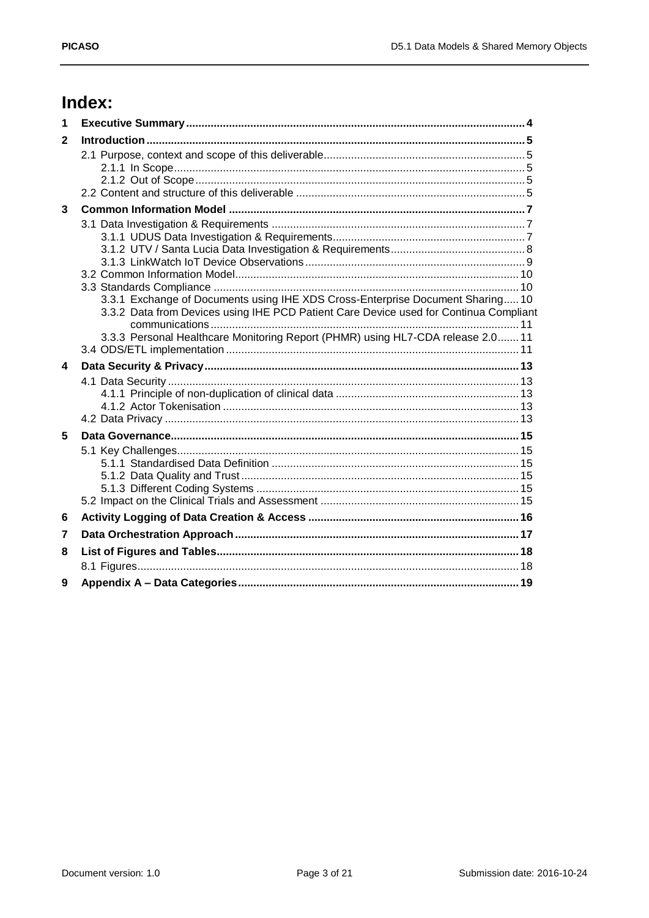# Index:

1 **Executive Summary** .... 4

2 **Introduction** .... 5

- 2.1 Purpose, context and scope of this deliverable .... 5
  - 2.1.1 In Scope .... 5
  - 2.1.2 Out of Scope .... 5
- 2.2 Content and structure of this deliverable .... 5

3 **Common Information Model** .... 7

- 3.1 Data Investigation & Requirements .... 7
  - 3.1.1 UDUS Data Investigation & Requirements .... 7
  - 3.1.2 UTV / Santa Lucia Data Investigation & Requirements .... 8
  - 3.1.3 LinkWatch IoT Device Observations .... 9
- 3.2 Common Information Model .... 10
- 3.3 Standards Compliance .... 10
  - 3.3.1 Exchange of Documents using IHE XDS Cross-Enterprise Document Sharing .... 10
  - 3.3.2 Data from Devices using IHE PCD Patient Care Device used for Continua Compliant communications .... 11
  - 3.3.3 Personal Healthcare Monitoring Report (PHMR) using HL7-CDA release 2.0 .... 11
- 3.4 ODS/ETL implementation .... 11

4 **Data Security & Privacy** .... 13

- 4.1 Data Security .... 13
  - 4.1.1 Principle of non-duplication of clinical data .... 13
  - 4.1.2 Actor Tokenisation .... 13
- 4.2 Data Privacy .... 13

5 **Data Governance** .... 15

- 5.1 Key Challenges .... 15
  - 5.1.1 Standardised Data Definition .... 15
  - 5.1.2 Data Quality and Trust .... 15
  - 5.1.3 Different Coding Systems .... 15
- 5.2 Impact on the Clinical Trials and Assessment .... 15

6 **Activity Logging of Data Creation & Access** .... 16

7 **Data Orchestration Approach** .... 17

8 **List of Figures and Tables** .... 18

- 8.1 Figures .... 18

9 **Appendix A – Data Categories** .... 19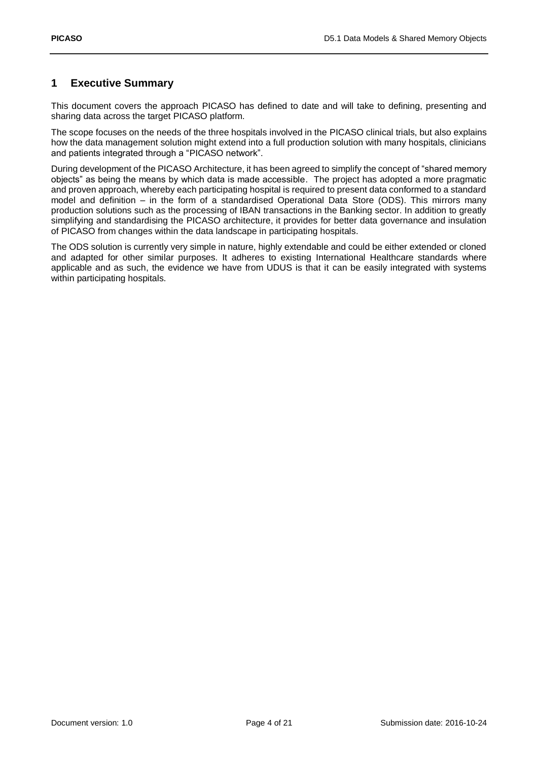# 1 Executive Summary

This document covers the approach PICASO has defined to date and will take to defining, presenting and sharing data across the target PICASO platform.

The scope focuses on the needs of the three hospitals involved in the PICASO clinical trials, but also explains how the data management solution might extend into a full production solution with many hospitals, clinicians and patients integrated through a "PICASO network".

During development of the PICASO Architecture, it has been agreed to simplify the concept of "shared memory objects" as being the means by which data is made accessible. The project has adopted a more pragmatic and proven approach, whereby each participating hospital is required to present data conformed to a standard model and definition – in the form of a standardised Operational Data Store (ODS). This mirrors many production solutions such as the processing of IBAN transactions in the Banking sector. In addition to greatly simplifying and standardising the PICASO architecture, it provides for better data governance and insulation of PICASO from changes within the data landscape in participating hospitals.

The ODS solution is currently very simple in nature, highly extendable and could be either extended or cloned and adapted for other similar purposes. It adheres to existing International Healthcare standards where applicable and as such, the evidence we have from UDUS is that it can be easily integrated with systems within participating hospitals.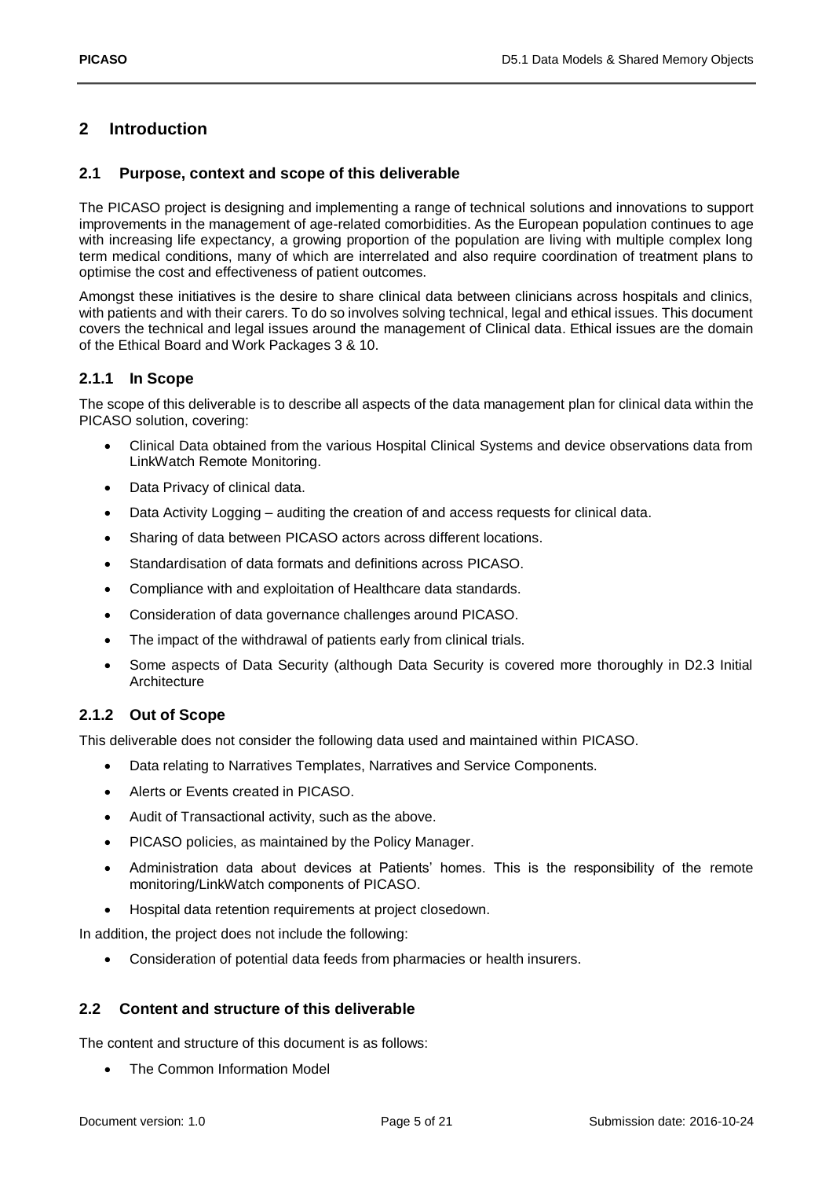# 2 Introduction

## 2.1 Purpose, context and scope of this deliverable

The PICASO project is designing and implementing a range of technical solutions and innovations to support improvements in the management of age-related comorbidities. As the European population continues to age with increasing life expectancy, a growing proportion of the population are living with multiple complex long term medical conditions, many of which are interrelated and also require coordination of treatment plans to optimise the cost and effectiveness of patient outcomes.

Amongst these initiatives is the desire to share clinical data between clinicians across hospitals and clinics, with patients and with their carers. To do so involves solving technical, legal and ethical issues. This document covers the technical and legal issues around the management of Clinical data. Ethical issues are the domain of the Ethical Board and Work Packages 3 & 10.

### 2.1.1 In Scope

The scope of this deliverable is to describe all aspects of the data management plan for clinical data within the PICASO solution, covering:

- Clinical Data obtained from the various Hospital Clinical Systems and device observations data from LinkWatch Remote Monitoring.
- Data Privacy of clinical data.
- Data Activity Logging – auditing the creation of and access requests for clinical data.
- Sharing of data between PICASO actors across different locations.
- Standardisation of data formats and definitions across PICASO.
- Compliance with and exploitation of Healthcare data standards.
- Consideration of data governance challenges around PICASO.
- The impact of the withdrawal of patients early from clinical trials.
- Some aspects of Data Security (although Data Security is covered more thoroughly in D2.3 Initial Architecture

### 2.1.2 Out of Scope

This deliverable does not consider the following data used and maintained within PICASO.

- Data relating to Narratives Templates, Narratives and Service Components.
- Alerts or Events created in PICASO.
- Audit of Transactional activity, such as the above.
- PICASO policies, as maintained by the Policy Manager.
- Administration data about devices at Patients' homes. This is the responsibility of the remote monitoring/LinkWatch components of PICASO.
- Hospital data retention requirements at project closedown.

In addition, the project does not include the following:

- Consideration of potential data feeds from pharmacies or health insurers.

## 2.2 Content and structure of this deliverable

The content and structure of this document is as follows:

- The Common Information Model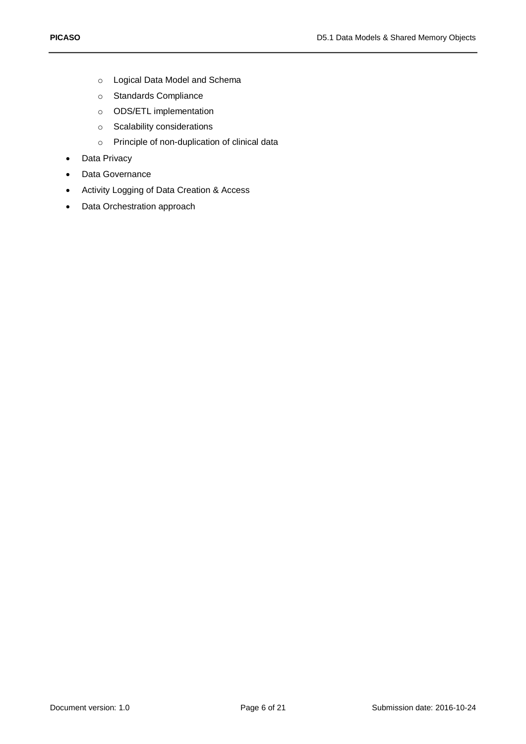- Logical Data Model and Schema
  - Standards Compliance
  - ODS/ETL implementation
  - Scalability considerations
  - Principle of non-duplication of clinical data
- Data Privacy
- Data Governance
- Activity Logging of Data Creation & Access
- Data Orchestration approach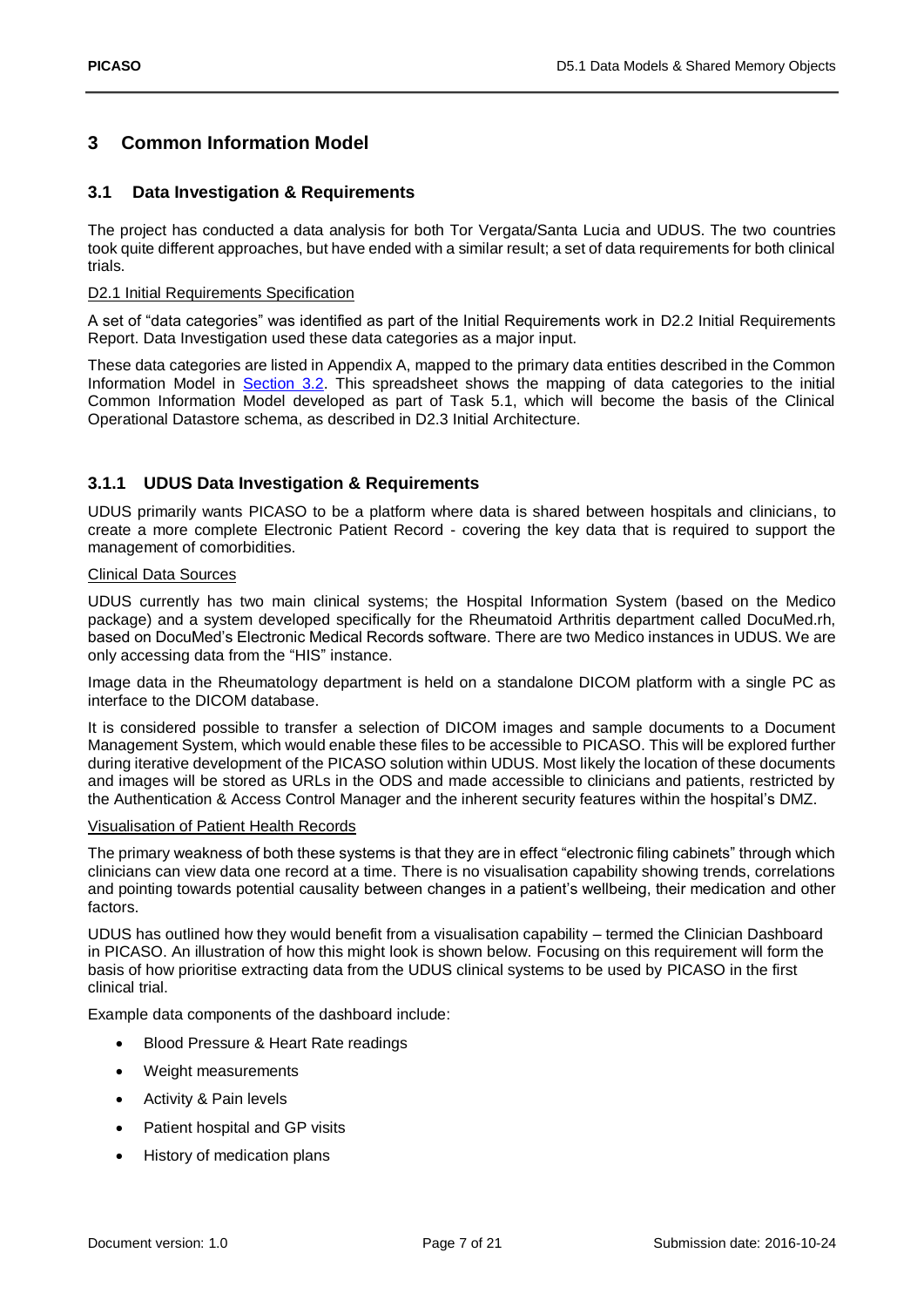# 3 Common Information Model

## 3.1 Data Investigation & Requirements

The project has conducted a data analysis for both Tor Vergata/Santa Lucia and UDUS. The two countries took quite different approaches, but have ended with a similar result; a set of data requirements for both clinical trials.

D2.1 Initial Requirements Specification

A set of "data categories" was identified as part of the Initial Requirements work in D2.2 Initial Requirements Report. Data Investigation used these data categories as a major input.

These data categories are listed in Appendix A, mapped to the primary data entities described in the Common Information Model in Section 3.2. This spreadsheet shows the mapping of data categories to the initial Common Information Model developed as part of Task 5.1, which will become the basis of the Clinical Operational Datastore schema, as described in D2.3 Initial Architecture.

### 3.1.1 UDUS Data Investigation & Requirements

UDUS primarily wants PICASO to be a platform where data is shared between hospitals and clinicians, to create a more complete Electronic Patient Record - covering the key data that is required to support the management of comorbidities.

Clinical Data Sources

UDUS currently has two main clinical systems; the Hospital Information System (based on the Medico package) and a system developed specifically for the Rheumatoid Arthritis department called DocuMed.rh, based on DocuMed's Electronic Medical Records software. There are two Medico instances in UDUS. We are only accessing data from the "HIS" instance.

Image data in the Rheumatology department is held on a standalone DICOM platform with a single PC as interface to the DICOM database.

It is considered possible to transfer a selection of DICOM images and sample documents to a Document Management System, which would enable these files to be accessible to PICASO. This will be explored further during iterative development of the PICASO solution within UDUS. Most likely the location of these documents and images will be stored as URLs in the ODS and made accessible to clinicians and patients, restricted by the Authentication & Access Control Manager and the inherent security features within the hospital's DMZ.

Visualisation of Patient Health Records

The primary weakness of both these systems is that they are in effect "electronic filing cabinets" through which clinicians can view data one record at a time. There is no visualisation capability showing trends, correlations and pointing towards potential causality between changes in a patient's wellbeing, their medication and other factors.

UDUS has outlined how they would benefit from a visualisation capability – termed the Clinician Dashboard in PICASO. An illustration of how this might look is shown below. Focusing on this requirement will form the basis of how prioritise extracting data from the UDUS clinical systems to be used by PICASO in the first clinical trial.

Example data components of the dashboard include:

- Blood Pressure & Heart Rate readings
- Weight measurements
- Activity & Pain levels
- Patient hospital and GP visits
- History of medication plans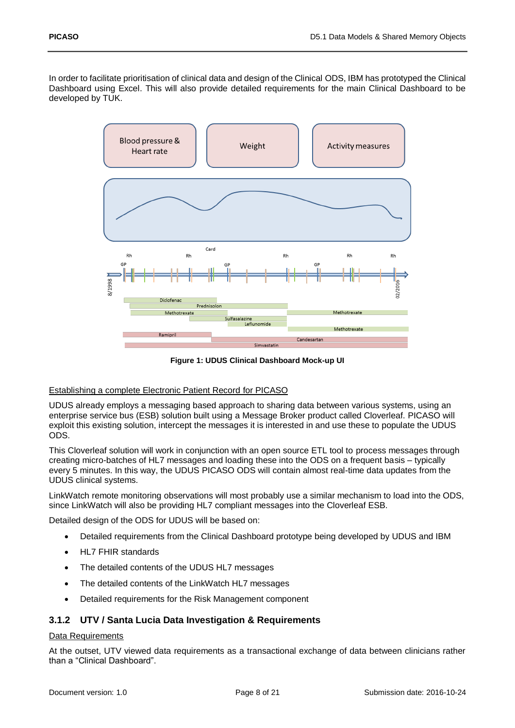In order to facilitate prioritisation of clinical data and design of the Clinical ODS, IBM has prototyped the Clinical Dashboard using Excel. This will also provide detailed requirements for the main Clinical Dashboard to be developed by TUK.

**Figure 1: UDUS Clinical Dashboard Mock-up UI**

Establishing a complete Electronic Patient Record for PICASO

UDUS already employs a messaging based approach to sharing data between various systems, using an enterprise service bus (ESB) solution built using a Message Broker product called Cloverleaf. PICASO will exploit this existing solution, intercept the messages it is interested in and use these to populate the UDUS ODS.

This Cloverleaf solution will work in conjunction with an open source ETL tool to process messages through creating micro-batches of HL7 messages and loading these into the ODS on a frequent basis – typically every 5 minutes. In this way, the UDUS PICASO ODS will contain almost real-time data updates from the UDUS clinical systems.

LinkWatch remote monitoring observations will most probably use a similar mechanism to load into the ODS, since LinkWatch will also be providing HL7 compliant messages into the Cloverleaf ESB.

Detailed design of the ODS for UDUS will be based on:

- Detailed requirements from the Clinical Dashboard prototype being developed by UDUS and IBM
- HL7 FHIR standards
- The detailed contents of the UDUS HL7 messages
- The detailed contents of the LinkWatch HL7 messages
- Detailed requirements for the Risk Management component

### 3.1.2 UTV / Santa Lucia Data Investigation & Requirements

Data Requirements

At the outset, UTV viewed data requirements as a transactional exchange of data between clinicians rather than a "Clinical Dashboard".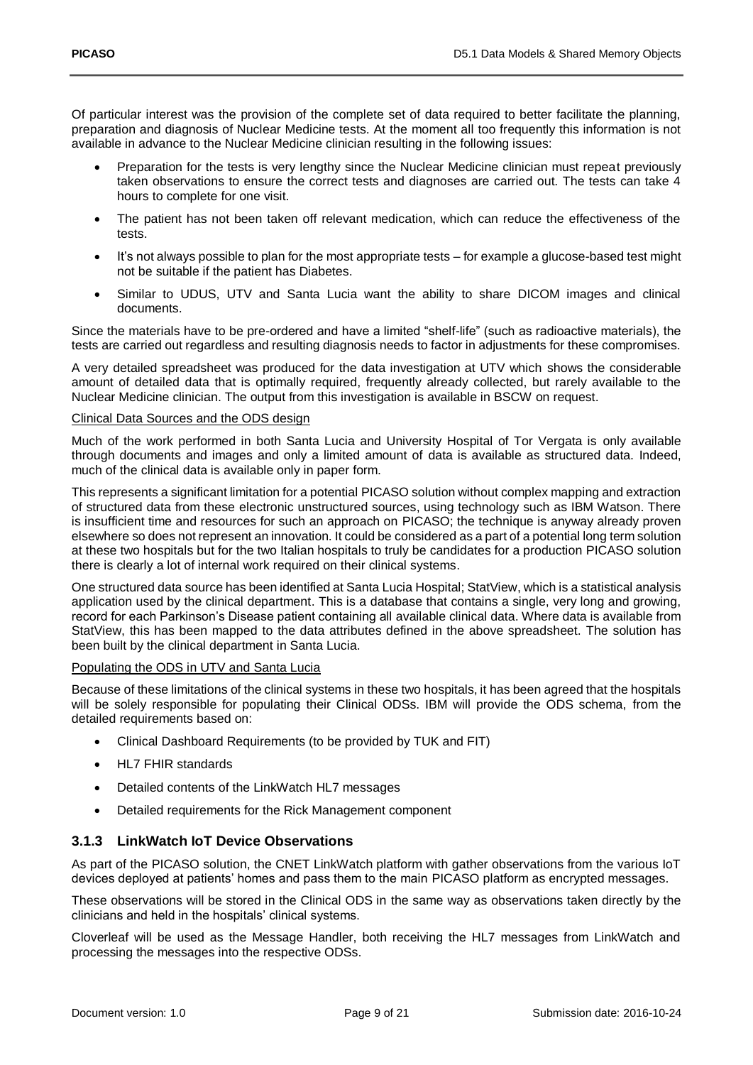Of particular interest was the provision of the complete set of data required to better facilitate the planning, preparation and diagnosis of Nuclear Medicine tests. At the moment all too frequently this information is not available in advance to the Nuclear Medicine clinician resulting in the following issues:

- Preparation for the tests is very lengthy since the Nuclear Medicine clinician must repeat previously taken observations to ensure the correct tests and diagnoses are carried out. The tests can take 4 hours to complete for one visit.
- The patient has not been taken off relevant medication, which can reduce the effectiveness of the tests.
- It's not always possible to plan for the most appropriate tests – for example a glucose-based test might not be suitable if the patient has Diabetes.
- Similar to UDUS, UTV and Santa Lucia want the ability to share DICOM images and clinical documents.

Since the materials have to be pre-ordered and have a limited "shelf-life" (such as radioactive materials), the tests are carried out regardless and resulting diagnosis needs to factor in adjustments for these compromises.

A very detailed spreadsheet was produced for the data investigation at UTV which shows the considerable amount of detailed data that is optimally required, frequently already collected, but rarely available to the Nuclear Medicine clinician. The output from this investigation is available in BSCW on request.

<u>Clinical Data Sources and the ODS design</u>

Much of the work performed in both Santa Lucia and University Hospital of Tor Vergata is only available through documents and images and only a limited amount of data is available as structured data. Indeed, much of the clinical data is available only in paper form.

This represents a significant limitation for a potential PICASO solution without complex mapping and extraction of structured data from these electronic unstructured sources, using technology such as IBM Watson. There is insufficient time and resources for such an approach on PICASO; the technique is anyway already proven elsewhere so does not represent an innovation. It could be considered as a part of a potential long term solution at these two hospitals but for the two Italian hospitals to truly be candidates for a production PICASO solution there is clearly a lot of internal work required on their clinical systems.

One structured data source has been identified at Santa Lucia Hospital; StatView, which is a statistical analysis application used by the clinical department. This is a database that contains a single, very long and growing, record for each Parkinson's Disease patient containing all available clinical data. Where data is available from StatView, this has been mapped to the data attributes defined in the above spreadsheet. The solution has been built by the clinical department in Santa Lucia.

<u>Populating the ODS in UTV and Santa Lucia</u>

Because of these limitations of the clinical systems in these two hospitals, it has been agreed that the hospitals will be solely responsible for populating their Clinical ODSs. IBM will provide the ODS schema, from the detailed requirements based on:

- Clinical Dashboard Requirements (to be provided by TUK and FIT)
- HL7 FHIR standards
- Detailed contents of the LinkWatch HL7 messages
- Detailed requirements for the Rick Management component

### 3.1.3 LinkWatch IoT Device Observations

As part of the PICASO solution, the CNET LinkWatch platform with gather observations from the various IoT devices deployed at patients' homes and pass them to the main PICASO platform as encrypted messages.

These observations will be stored in the Clinical ODS in the same way as observations taken directly by the clinicians and held in the hospitals' clinical systems.

Cloverleaf will be used as the Message Handler, both receiving the HL7 messages from LinkWatch and processing the messages into the respective ODSs.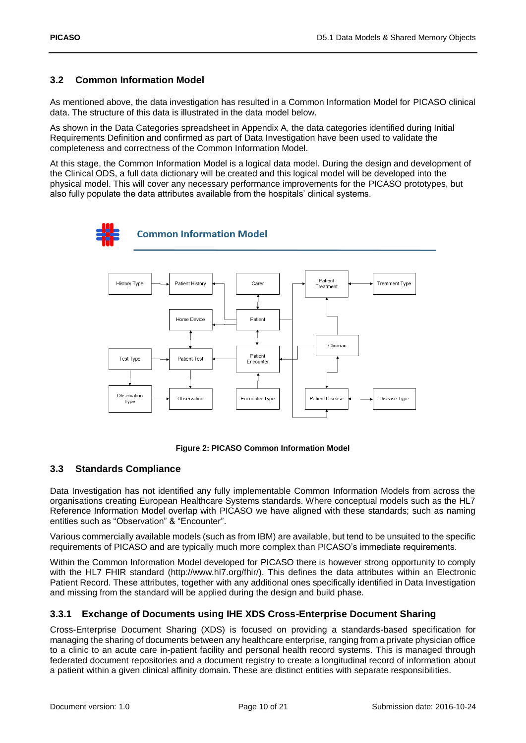## 3.2 Common Information Model

As mentioned above, the data investigation has resulted in a Common Information Model for PICASO clinical data. The structure of this data is illustrated in the data model below.

As shown in the Data Categories spreadsheet in Appendix A, the data categories identified during Initial Requirements Definition and confirmed as part of Data Investigation have been used to validate the completeness and correctness of the Common Information Model.

At this stage, the Common Information Model is a logical data model. During the design and development of the Clinical ODS, a full data dictionary will be created and this logical model will be developed into the physical model. This will cover any necessary performance improvements for the PICASO prototypes, but also fully populate the data attributes available from the hospitals' clinical systems.

**Figure 2: PICASO Common Information Model**

## 3.3 Standards Compliance

Data Investigation has not identified any fully implementable Common Information Models from across the organisations creating European Healthcare Systems standards. Where conceptual models such as the HL7 Reference Information Model overlap with PICASO we have aligned with these standards; such as naming entities such as "Observation" & "Encounter".

Various commercially available models (such as from IBM) are available, but tend to be unsuited to the specific requirements of PICASO and are typically much more complex than PICASO's immediate requirements.

Within the Common Information Model developed for PICASO there is however strong opportunity to comply with the HL7 FHIR standard (http://www.hl7.org/fhir/). This defines the data attributes within an Electronic Patient Record. These attributes, together with any additional ones specifically identified in Data Investigation and missing from the standard will be applied during the design and build phase.

### 3.3.1 Exchange of Documents using IHE XDS Cross-Enterprise Document Sharing

Cross-Enterprise Document Sharing (XDS) is focused on providing a standards-based specification for managing the sharing of documents between any healthcare enterprise, ranging from a private physician office to a clinic to an acute care in-patient facility and personal health record systems. This is managed through federated document repositories and a document registry to create a longitudinal record of information about a patient within a given clinical affinity domain. These are distinct entities with separate responsibilities.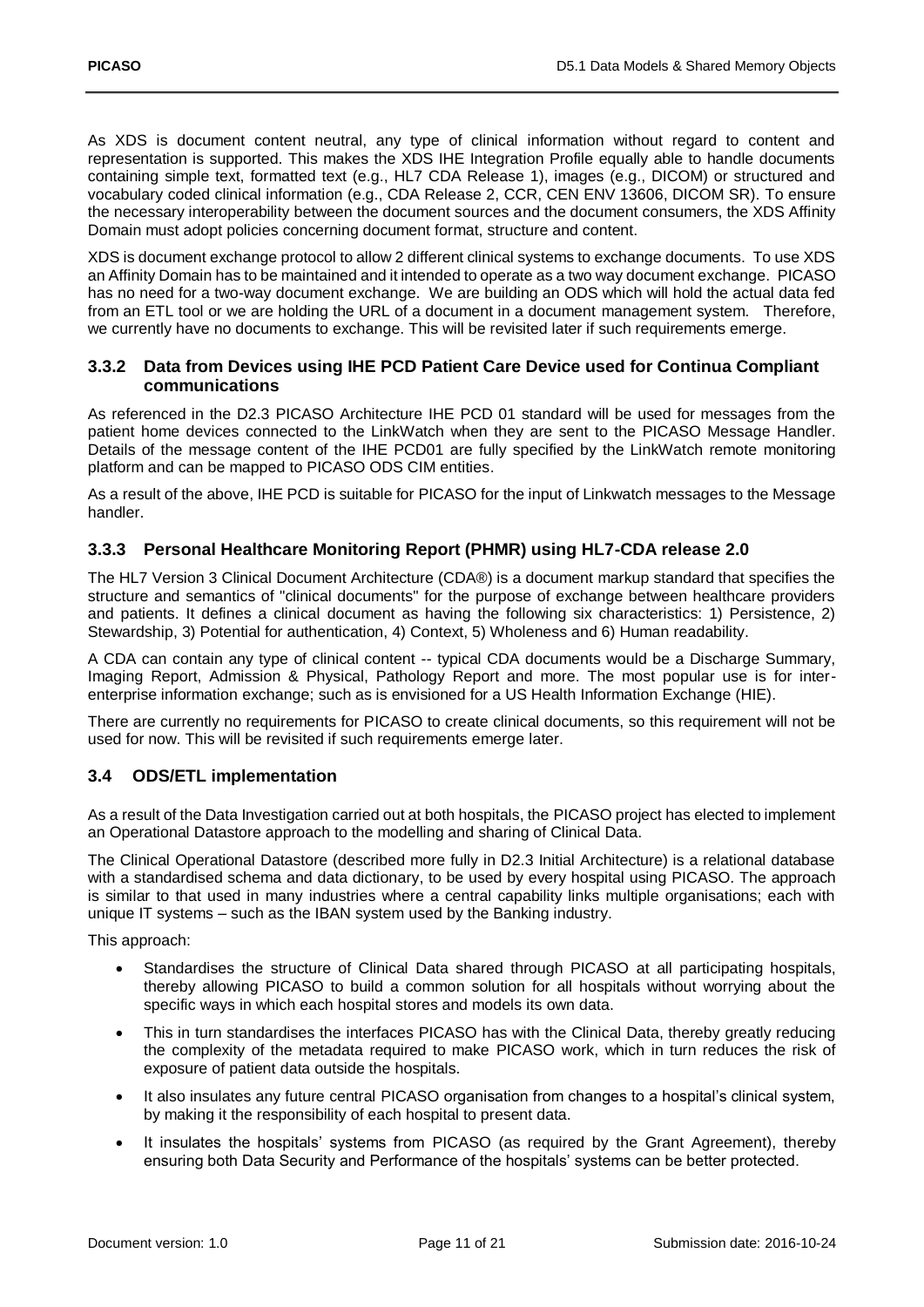As XDS is document content neutral, any type of clinical information without regard to content and representation is supported. This makes the XDS IHE Integration Profile equally able to handle documents containing simple text, formatted text (e.g., HL7 CDA Release 1), images (e.g., DICOM) or structured and vocabulary coded clinical information (e.g., CDA Release 2, CCR, CEN ENV 13606, DICOM SR). To ensure the necessary interoperability between the document sources and the document consumers, the XDS Affinity Domain must adopt policies concerning document format, structure and content.

XDS is document exchange protocol to allow 2 different clinical systems to exchange documents. To use XDS an Affinity Domain has to be maintained and it intended to operate as a two way document exchange. PICASO has no need for a two-way document exchange. We are building an ODS which will hold the actual data fed from an ETL tool or we are holding the URL of a document in a document management system. Therefore, we currently have no documents to exchange. This will be revisited later if such requirements emerge.

### 3.3.2 Data from Devices using IHE PCD Patient Care Device used for Continua Compliant communications

As referenced in the D2.3 PICASO Architecture IHE PCD 01 standard will be used for messages from the patient home devices connected to the LinkWatch when they are sent to the PICASO Message Handler. Details of the message content of the IHE PCD01 are fully specified by the LinkWatch remote monitoring platform and can be mapped to PICASO ODS CIM entities.

As a result of the above, IHE PCD is suitable for PICASO for the input of Linkwatch messages to the Message handler.

### 3.3.3 Personal Healthcare Monitoring Report (PHMR) using HL7-CDA release 2.0

The HL7 Version 3 Clinical Document Architecture (CDA®) is a document markup standard that specifies the structure and semantics of "clinical documents" for the purpose of exchange between healthcare providers and patients. It defines a clinical document as having the following six characteristics: 1) Persistence, 2) Stewardship, 3) Potential for authentication, 4) Context, 5) Wholeness and 6) Human readability.

A CDA can contain any type of clinical content -- typical CDA documents would be a Discharge Summary, Imaging Report, Admission & Physical, Pathology Report and more. The most popular use is for inter-enterprise information exchange; such as is envisioned for a US Health Information Exchange (HIE).

There are currently no requirements for PICASO to create clinical documents, so this requirement will not be used for now. This will be revisited if such requirements emerge later.

## 3.4 ODS/ETL implementation

As a result of the Data Investigation carried out at both hospitals, the PICASO project has elected to implement an Operational Datastore approach to the modelling and sharing of Clinical Data.

The Clinical Operational Datastore (described more fully in D2.3 Initial Architecture) is a relational database with a standardised schema and data dictionary, to be used by every hospital using PICASO. The approach is similar to that used in many industries where a central capability links multiple organisations; each with unique IT systems – such as the IBAN system used by the Banking industry.

This approach:

- Standardises the structure of Clinical Data shared through PICASO at all participating hospitals, thereby allowing PICASO to build a common solution for all hospitals without worrying about the specific ways in which each hospital stores and models its own data.
- This in turn standardises the interfaces PICASO has with the Clinical Data, thereby greatly reducing the complexity of the metadata required to make PICASO work, which in turn reduces the risk of exposure of patient data outside the hospitals.
- It also insulates any future central PICASO organisation from changes to a hospital's clinical system, by making it the responsibility of each hospital to present data.
- It insulates the hospitals' systems from PICASO (as required by the Grant Agreement), thereby ensuring both Data Security and Performance of the hospitals' systems can be better protected.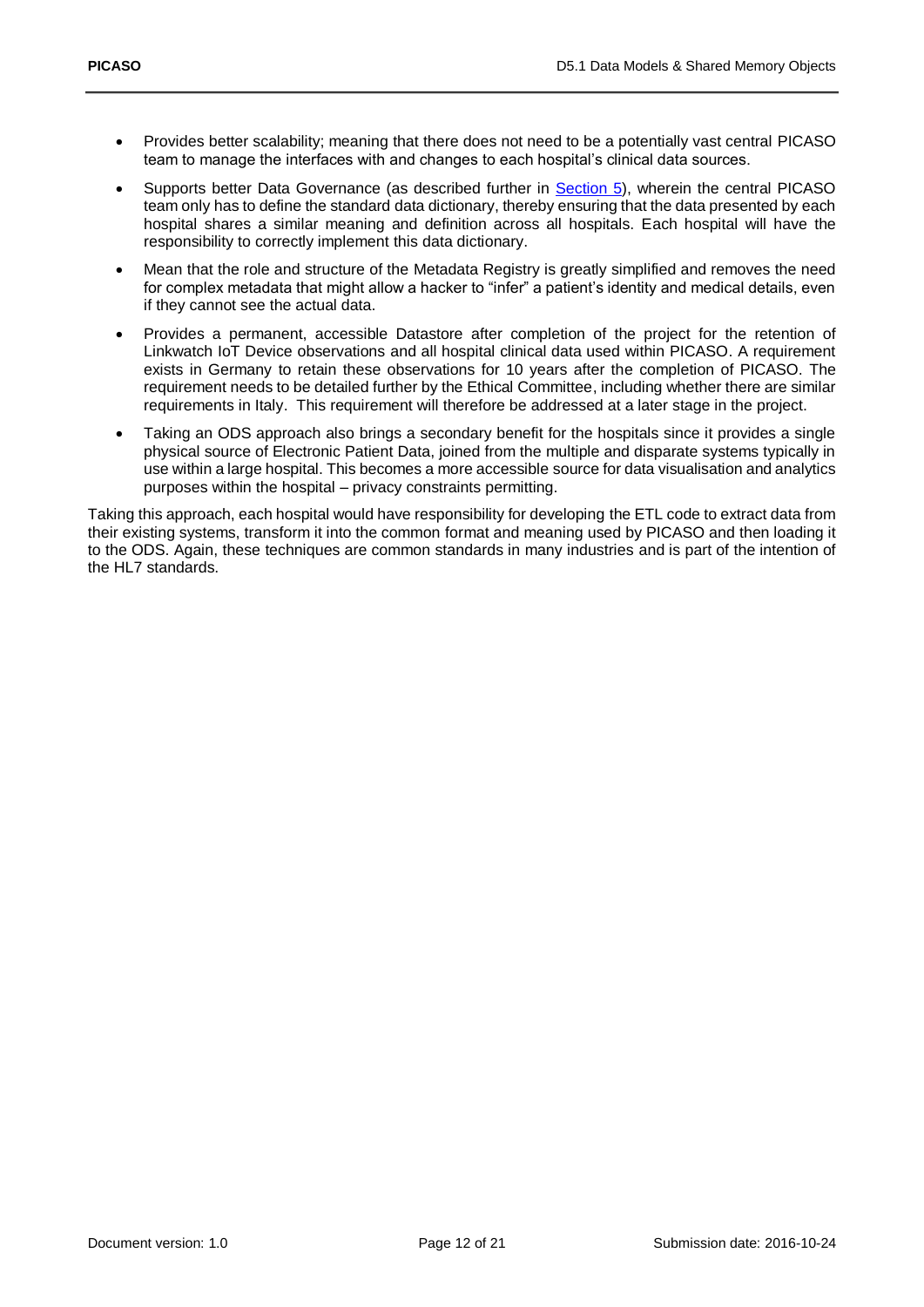- Provides better scalability; meaning that there does not need to be a potentially vast central PICASO team to manage the interfaces with and changes to each hospital's clinical data sources.
- Supports better Data Governance (as described further in Section 5), wherein the central PICASO team only has to define the standard data dictionary, thereby ensuring that the data presented by each hospital shares a similar meaning and definition across all hospitals. Each hospital will have the responsibility to correctly implement this data dictionary.
- Mean that the role and structure of the Metadata Registry is greatly simplified and removes the need for complex metadata that might allow a hacker to "infer" a patient's identity and medical details, even if they cannot see the actual data.
- Provides a permanent, accessible Datastore after completion of the project for the retention of Linkwatch IoT Device observations and all hospital clinical data used within PICASO. A requirement exists in Germany to retain these observations for 10 years after the completion of PICASO. The requirement needs to be detailed further by the Ethical Committee, including whether there are similar requirements in Italy. This requirement will therefore be addressed at a later stage in the project.
- Taking an ODS approach also brings a secondary benefit for the hospitals since it provides a single physical source of Electronic Patient Data, joined from the multiple and disparate systems typically in use within a large hospital. This becomes a more accessible source for data visualisation and analytics purposes within the hospital – privacy constraints permitting.

Taking this approach, each hospital would have responsibility for developing the ETL code to extract data from their existing systems, transform it into the common format and meaning used by PICASO and then loading it to the ODS. Again, these techniques are common standards in many industries and is part of the intention of the HL7 standards.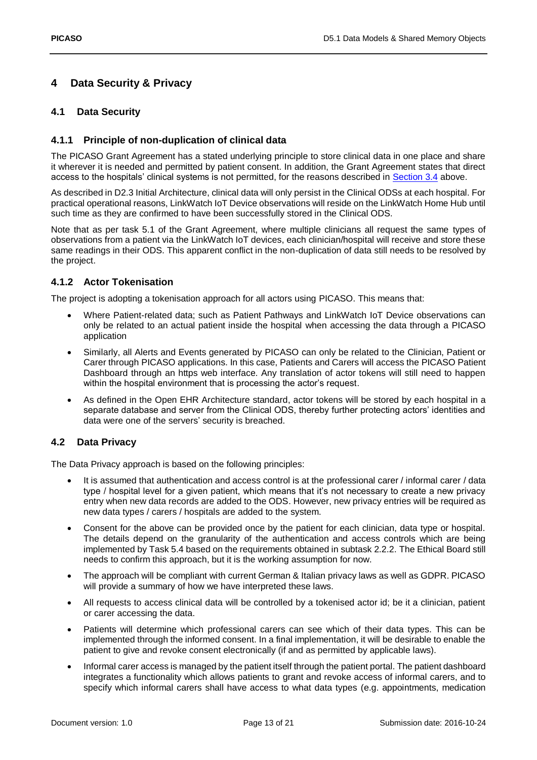# 4 Data Security & Privacy

## 4.1 Data Security

### 4.1.1 Principle of non-duplication of clinical data

The PICASO Grant Agreement has a stated underlying principle to store clinical data in one place and share it wherever it is needed and permitted by patient consent. In addition, the Grant Agreement states that direct access to the hospitals' clinical systems is not permitted, for the reasons described in Section 3.4 above.

As described in D2.3 Initial Architecture, clinical data will only persist in the Clinical ODSs at each hospital. For practical operational reasons, LinkWatch IoT Device observations will reside on the LinkWatch Home Hub until such time as they are confirmed to have been successfully stored in the Clinical ODS.

Note that as per task 5.1 of the Grant Agreement, where multiple clinicians all request the same types of observations from a patient via the LinkWatch IoT devices, each clinician/hospital will receive and store these same readings in their ODS. This apparent conflict in the non-duplication of data still needs to be resolved by the project.

### 4.1.2 Actor Tokenisation

The project is adopting a tokenisation approach for all actors using PICASO. This means that:

- Where Patient-related data; such as Patient Pathways and LinkWatch IoT Device observations can only be related to an actual patient inside the hospital when accessing the data through a PICASO application
- Similarly, all Alerts and Events generated by PICASO can only be related to the Clinician, Patient or Carer through PICASO applications. In this case, Patients and Carers will access the PICASO Patient Dashboard through an https web interface. Any translation of actor tokens will still need to happen within the hospital environment that is processing the actor's request.
- As defined in the Open EHR Architecture standard, actor tokens will be stored by each hospital in a separate database and server from the Clinical ODS, thereby further protecting actors' identities and data were one of the servers' security is breached.

## 4.2 Data Privacy

The Data Privacy approach is based on the following principles:

- It is assumed that authentication and access control is at the professional carer / informal carer / data type / hospital level for a given patient, which means that it's not necessary to create a new privacy entry when new data records are added to the ODS. However, new privacy entries will be required as new data types / carers / hospitals are added to the system.
- Consent for the above can be provided once by the patient for each clinician, data type or hospital. The details depend on the granularity of the authentication and access controls which are being implemented by Task 5.4 based on the requirements obtained in subtask 2.2.2. The Ethical Board still needs to confirm this approach, but it is the working assumption for now.
- The approach will be compliant with current German & Italian privacy laws as well as GDPR. PICASO will provide a summary of how we have interpreted these laws.
- All requests to access clinical data will be controlled by a tokenised actor id; be it a clinician, patient or carer accessing the data.
- Patients will determine which professional carers can see which of their data types. This can be implemented through the informed consent. In a final implementation, it will be desirable to enable the patient to give and revoke consent electronically (if and as permitted by applicable laws).
- Informal carer access is managed by the patient itself through the patient portal. The patient dashboard integrates a functionality which allows patients to grant and revoke access of informal carers, and to specify which informal carers shall have access to what data types (e.g. appointments, medication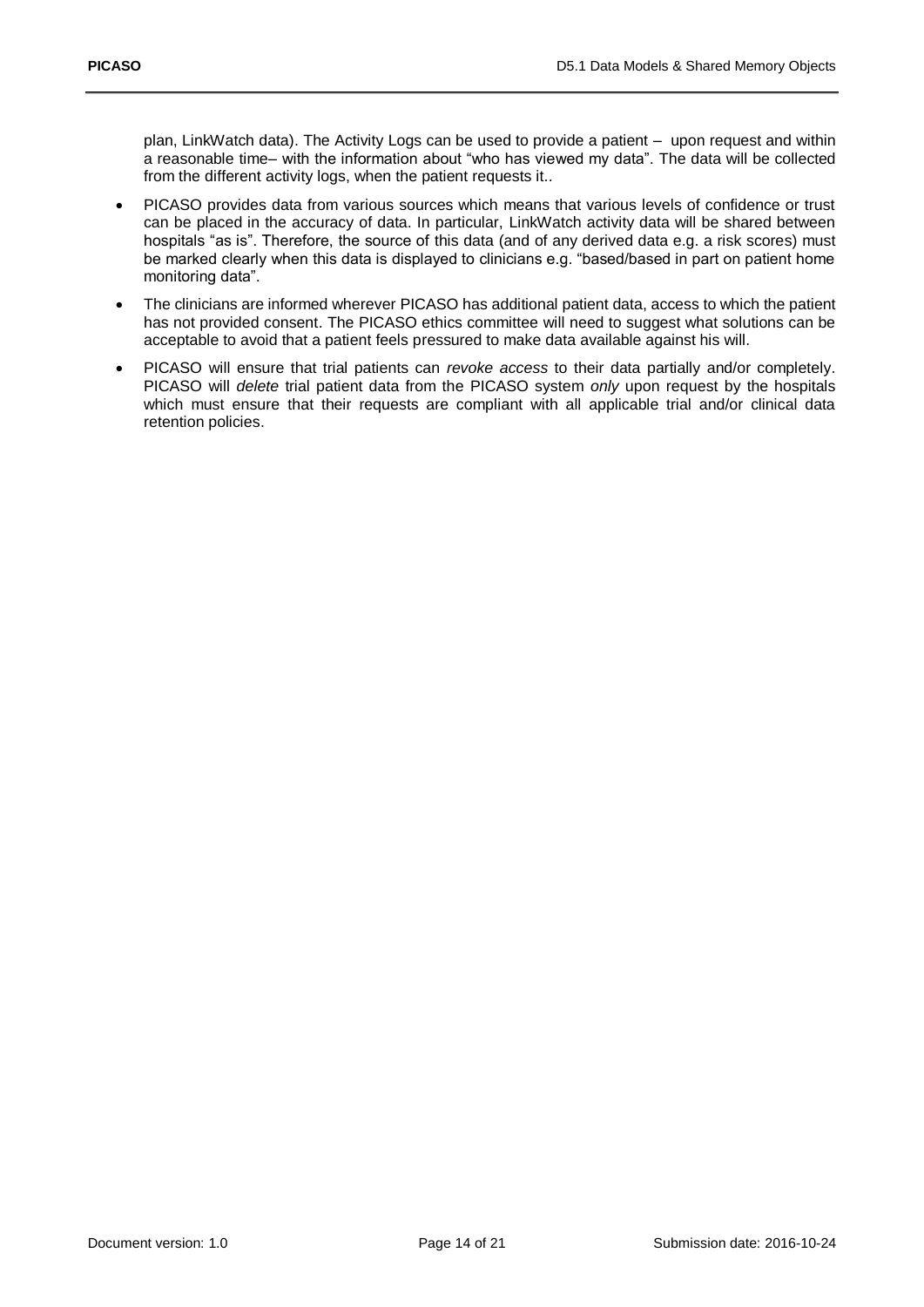plan, LinkWatch data). The Activity Logs can be used to provide a patient – upon request and within a reasonable time– with the information about "who has viewed my data". The data will be collected from the different activity logs, when the patient requests it..

- PICASO provides data from various sources which means that various levels of confidence or trust can be placed in the accuracy of data. In particular, LinkWatch activity data will be shared between hospitals "as is". Therefore, the source of this data (and of any derived data e.g. a risk scores) must be marked clearly when this data is displayed to clinicians e.g. "based/based in part on patient home monitoring data".
- The clinicians are informed wherever PICASO has additional patient data, access to which the patient has not provided consent. The PICASO ethics committee will need to suggest what solutions can be acceptable to avoid that a patient feels pressured to make data available against his will.
- PICASO will ensure that trial patients can *revoke access* to their data partially and/or completely. PICASO will *delete* trial patient data from the PICASO system *only* upon request by the hospitals which must ensure that their requests are compliant with all applicable trial and/or clinical data retention policies.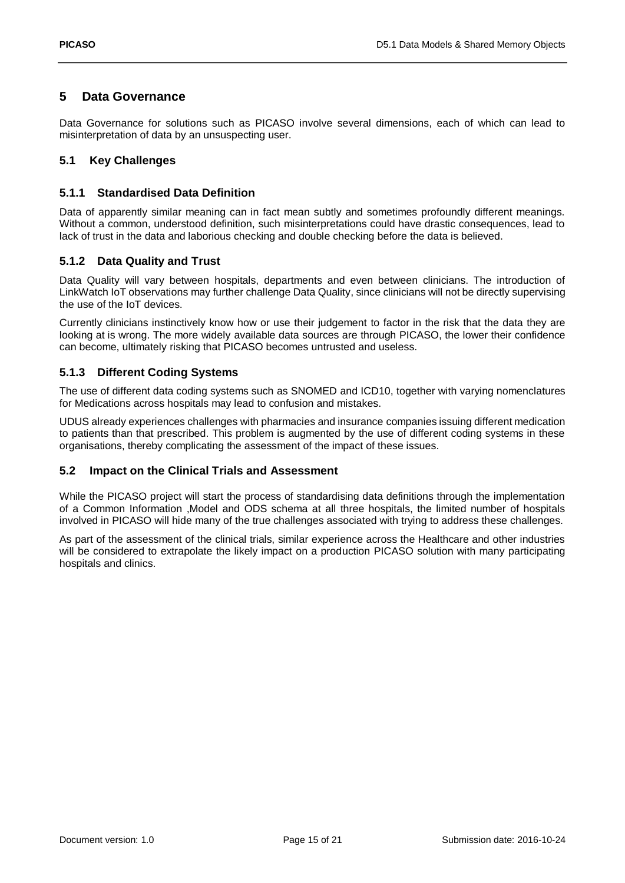# 5 Data Governance

Data Governance for solutions such as PICASO involve several dimensions, each of which can lead to misinterpretation of data by an unsuspecting user.

## 5.1 Key Challenges

### 5.1.1 Standardised Data Definition

Data of apparently similar meaning can in fact mean subtly and sometimes profoundly different meanings. Without a common, understood definition, such misinterpretations could have drastic consequences, lead to lack of trust in the data and laborious checking and double checking before the data is believed.

### 5.1.2 Data Quality and Trust

Data Quality will vary between hospitals, departments and even between clinicians. The introduction of LinkWatch IoT observations may further challenge Data Quality, since clinicians will not be directly supervising the use of the IoT devices.

Currently clinicians instinctively know how or use their judgement to factor in the risk that the data they are looking at is wrong. The more widely available data sources are through PICASO, the lower their confidence can become, ultimately risking that PICASO becomes untrusted and useless.

### 5.1.3 Different Coding Systems

The use of different data coding systems such as SNOMED and ICD10, together with varying nomenclatures for Medications across hospitals may lead to confusion and mistakes.

UDUS already experiences challenges with pharmacies and insurance companies issuing different medication to patients than that prescribed. This problem is augmented by the use of different coding systems in these organisations, thereby complicating the assessment of the impact of these issues.

## 5.2 Impact on the Clinical Trials and Assessment

While the PICASO project will start the process of standardising data definitions through the implementation of a Common Information ,Model and ODS schema at all three hospitals, the limited number of hospitals involved in PICASO will hide many of the true challenges associated with trying to address these challenges.

As part of the assessment of the clinical trials, similar experience across the Healthcare and other industries will be considered to extrapolate the likely impact on a production PICASO solution with many participating hospitals and clinics.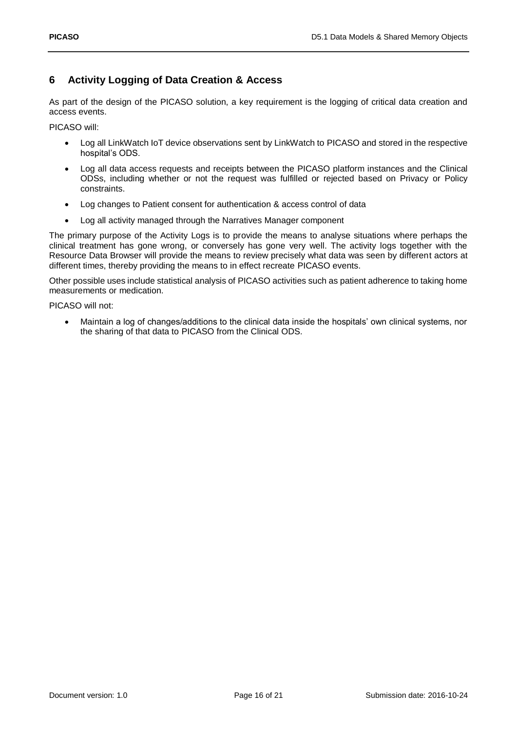# 6 Activity Logging of Data Creation & Access

As part of the design of the PICASO solution, a key requirement is the logging of critical data creation and access events.

PICASO will:

- Log all LinkWatch IoT device observations sent by LinkWatch to PICASO and stored in the respective hospital's ODS.
- Log all data access requests and receipts between the PICASO platform instances and the Clinical ODSs, including whether or not the request was fulfilled or rejected based on Privacy or Policy constraints.
- Log changes to Patient consent for authentication & access control of data
- Log all activity managed through the Narratives Manager component

The primary purpose of the Activity Logs is to provide the means to analyse situations where perhaps the clinical treatment has gone wrong, or conversely has gone very well. The activity logs together with the Resource Data Browser will provide the means to review precisely what data was seen by different actors at different times, thereby providing the means to in effect recreate PICASO events.

Other possible uses include statistical analysis of PICASO activities such as patient adherence to taking home measurements or medication.

PICASO will not:

- Maintain a log of changes/additions to the clinical data inside the hospitals' own clinical systems, nor the sharing of that data to PICASO from the Clinical ODS.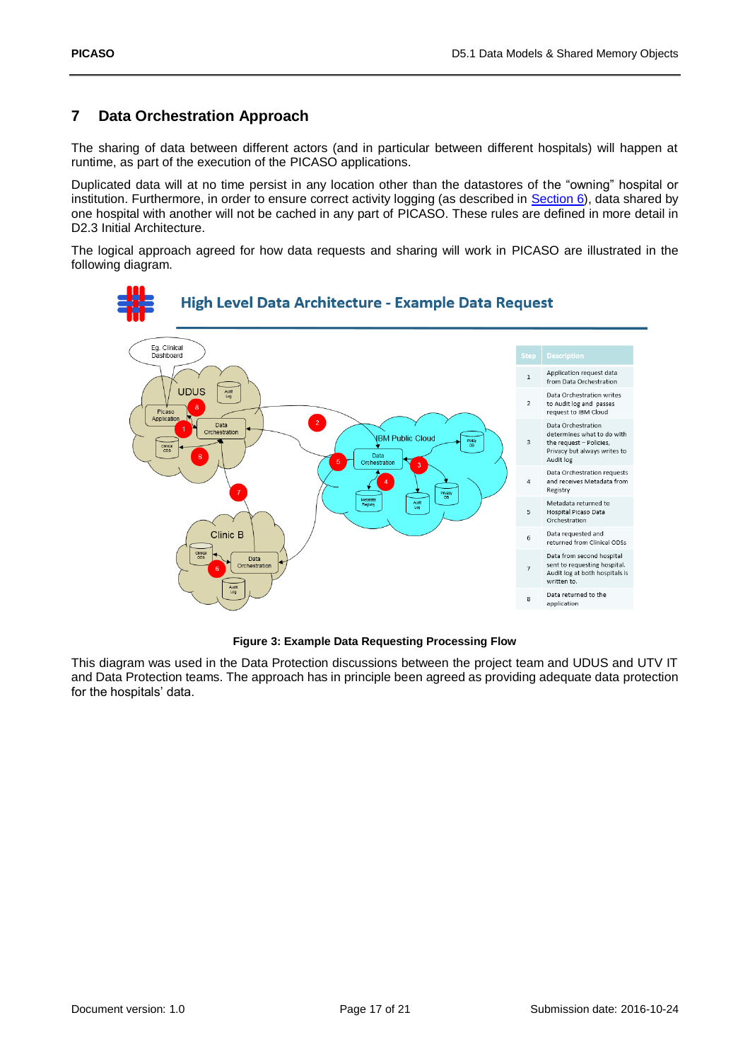# 7 Data Orchestration Approach

The sharing of data between different actors (and in particular between different hospitals) will happen at runtime, as part of the execution of the PICASO applications.

Duplicated data will at no time persist in any location other than the datastores of the "owning" hospital or institution. Furthermore, in order to ensure correct activity logging (as described in Section 6), data shared by one hospital with another will not be cached in any part of PICASO. These rules are defined in more detail in D2.3 Initial Architecture.

The logical approach agreed for how data requests and sharing will work in PICASO are illustrated in the following diagram.

**High Level Data Architecture - Example Data Request**

| Step | Description |
|---|---|
| 1 | Application request data from Data Orchestration |
| 2 | Data Orchestration writes to Audit log and passes request to IBM Cloud |
| 3 | Data Orchestration determines what to do with the request – Policies, Privacy but always writes to Audit log |
| 4 | Data Orchestration requests and receives Metadata from Registry |
| 5 | Metadata returned to Hospital Picaso Data Orchestration |
| 6 | Data requested and returned from Clinical ODSs |
| 7 | Data from second hospital sent to requesting hospital. Audit log at both hospitals is written to. |
| 8 | Data returned to the application |

**Figure 3: Example Data Requesting Processing Flow**

This diagram was used in the Data Protection discussions between the project team and UDUS and UTV IT and Data Protection teams. The approach has in principle been agreed as providing adequate data protection for the hospitals' data.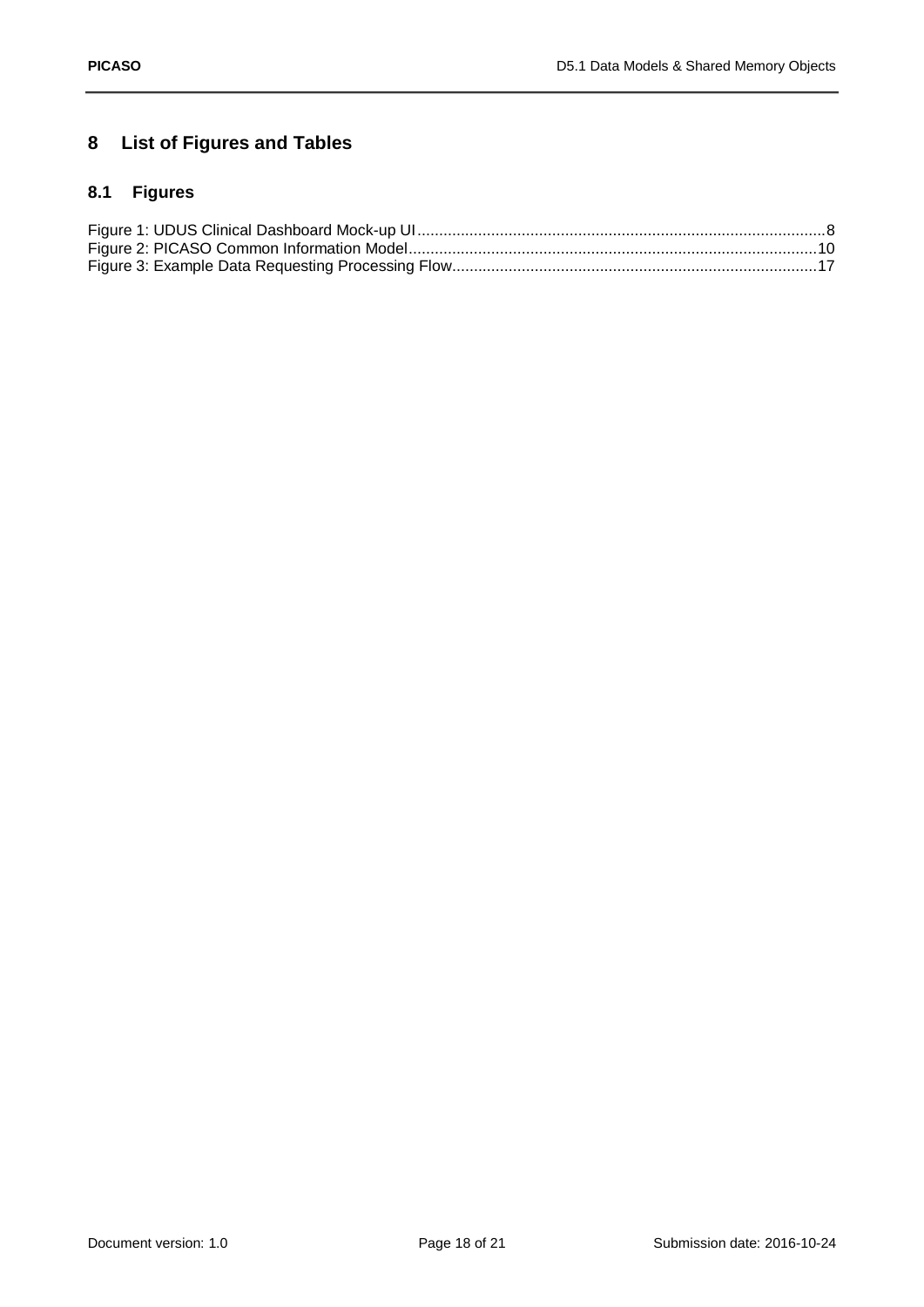# 8 List of Figures and Tables

## 8.1 Figures

Figure 1: UDUS Clinical Dashboard Mock-up UI....................................................................................8
Figure 2: PICASO Common Information Model...................................................................................10
Figure 3: Example Data Requesting Processing Flow.........................................................................17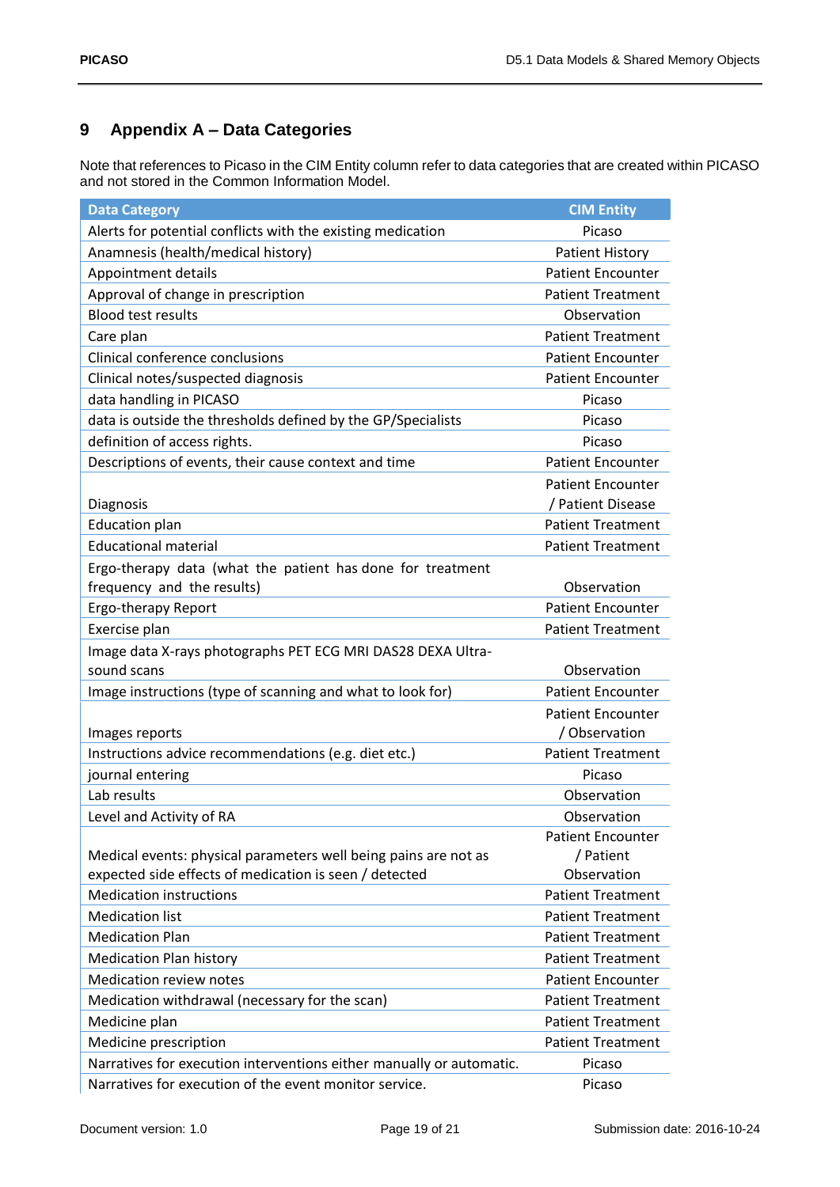# 9 Appendix A – Data Categories

Note that references to Picaso in the CIM Entity column refer to data categories that are created within PICASO and not stored in the Common Information Model.

| Data Category | CIM Entity |
|---|---|
| Alerts for potential conflicts with the existing medication | Picaso |
| Anamnesis (health/medical history) | Patient History |
| Appointment details | Patient Encounter |
| Approval of change in prescription | Patient Treatment |
| Blood test results | Observation |
| Care plan | Patient Treatment |
| Clinical conference conclusions | Patient Encounter |
| Clinical notes/suspected diagnosis | Patient Encounter |
| data handling in PICASO | Picaso |
| data is outside the thresholds defined by the GP/Specialists | Picaso |
| definition of access rights. | Picaso |
| Descriptions of events, their cause context and time | Patient Encounter |
| Diagnosis | Patient Encounter / Patient Disease |
| Education plan | Patient Treatment |
| Educational material | Patient Treatment |
| Ergo-therapy data (what the patient has done for treatment frequency and the results) | Observation |
| Ergo-therapy Report | Patient Encounter |
| Exercise plan | Patient Treatment |
| Image data X-rays photographs PET ECG MRI DAS28 DEXA Ultra-sound scans | Observation |
| Image instructions (type of scanning and what to look for) | Patient Encounter |
| Images reports | Patient Encounter / Observation |
| Instructions advice recommendations (e.g. diet etc.) | Patient Treatment |
| journal entering | Picaso |
| Lab results | Observation |
| Level and Activity of RA | Observation |
| Medical events: physical parameters well being pains are not as expected side effects of medication is seen / detected | Patient Encounter / Patient Observation |
| Medication instructions | Patient Treatment |
| Medication list | Patient Treatment |
| Medication Plan | Patient Treatment |
| Medication Plan history | Patient Treatment |
| Medication review notes | Patient Encounter |
| Medication withdrawal (necessary for the scan) | Patient Treatment |
| Medicine plan | Patient Treatment |
| Medicine prescription | Patient Treatment |
| Narratives for execution interventions either manually or automatic. | Picaso |
| Narratives for execution of the event monitor service. | Picaso |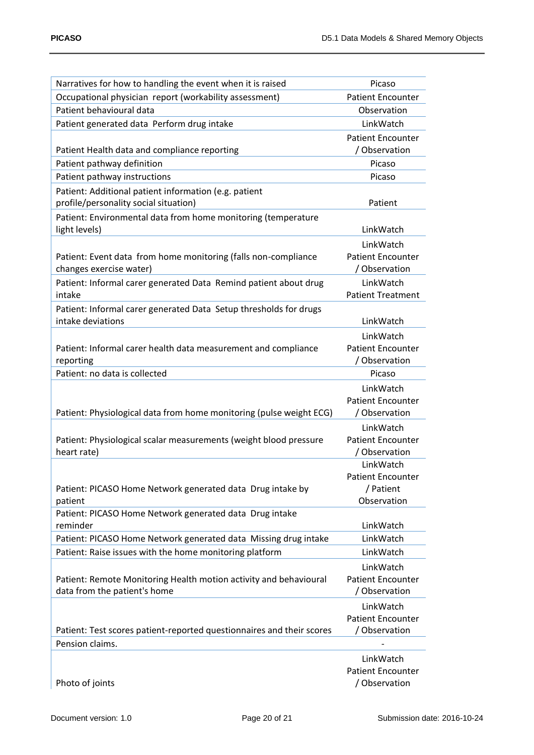| | |
|---|---|
| Narratives for how to handling the event when it is raised | Picaso |
| Occupational physician report (workability assessment) | Patient Encounter |
| Patient behavioural data | Observation |
| Patient generated data Perform drug intake | LinkWatch |
| Patient Health data and compliance reporting | Patient Encounter / Observation |
| Patient pathway definition | Picaso |
| Patient pathway instructions | Picaso |
| Patient: Additional patient information (e.g. patient profile/personality social situation) | Patient |
| Patient: Environmental data from home monitoring (temperature light levels) | LinkWatch |
| Patient: Event data from home monitoring (falls non-compliance changes exercise water) | LinkWatch Patient Encounter / Observation |
| Patient: Informal carer generated Data Remind patient about drug intake | LinkWatch Patient Treatment |
| Patient: Informal carer generated Data Setup thresholds for drugs intake deviations | LinkWatch |
| Patient: Informal carer health data measurement and compliance reporting | LinkWatch Patient Encounter / Observation |
| Patient: no data is collected | Picaso |
| Patient: Physiological data from home monitoring (pulse weight ECG) | LinkWatch Patient Encounter / Observation |
| Patient: Physiological scalar measurements (weight blood pressure heart rate) | LinkWatch Patient Encounter / Observation |
| Patient: PICASO Home Network generated data Drug intake by patient | LinkWatch Patient Encounter / Patient Observation |
| Patient: PICASO Home Network generated data Drug intake reminder | LinkWatch |
| Patient: PICASO Home Network generated data Missing drug intake | LinkWatch |
| Patient: Raise issues with the home monitoring platform | LinkWatch |
| Patient: Remote Monitoring Health motion activity and behavioural data from the patient's home | LinkWatch Patient Encounter / Observation |
| Patient: Test scores patient-reported questionnaires and their scores | LinkWatch Patient Encounter / Observation |
| Pension claims. | - |
| Photo of joints | LinkWatch Patient Encounter / Observation |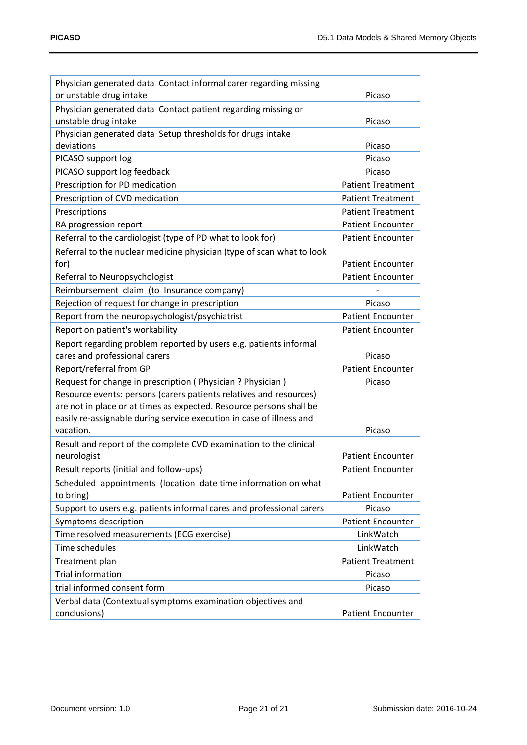| | |
|---|---|
| Physician generated data Contact informal carer regarding missing or unstable drug intake | Picaso |
| Physician generated data Contact patient regarding missing or unstable drug intake | Picaso |
| Physician generated data Setup thresholds for drugs intake deviations | Picaso |
| PICASO support log | Picaso |
| PICASO support log feedback | Picaso |
| Prescription for PD medication | Patient Treatment |
| Prescription of CVD medication | Patient Treatment |
| Prescriptions | Patient Treatment |
| RA progression report | Patient Encounter |
| Referral to the cardiologist (type of PD what to look for) | Patient Encounter |
| Referral to the nuclear medicine physician (type of scan what to look for) | Patient Encounter |
| Referral to Neuropsychologist | Patient Encounter |
| Reimbursement claim (to Insurance company) | - |
| Rejection of request for change in prescription | Picaso |
| Report from the neuropsychologist/psychiatrist | Patient Encounter |
| Report on patient's workability | Patient Encounter |
| Report regarding problem reported by users e.g. patients informal cares and professional carers | Picaso |
| Report/referral from GP | Patient Encounter |
| Request for change in prescription ( Physician ? Physician ) | Picaso |
| Resource events: persons (carers patients relatives and resources) are not in place or at times as expected. Resource persons shall be easily re-assignable during service execution in case of illness and vacation. | Picaso |
| Result and report of the complete CVD examination to the clinical neurologist | Patient Encounter |
| Result reports (initial and follow-ups) | Patient Encounter |
| Scheduled appointments (location date time information on what to bring) | Patient Encounter |
| Support to users e.g. patients informal cares and professional carers | Picaso |
| Symptoms description | Patient Encounter |
| Time resolved measurements (ECG exercise) | LinkWatch |
| Time schedules | LinkWatch |
| Treatment plan | Patient Treatment |
| Trial information | Picaso |
| trial informed consent form | Picaso |
| Verbal data (Contextual symptoms examination objectives and conclusions) | Patient Encounter |